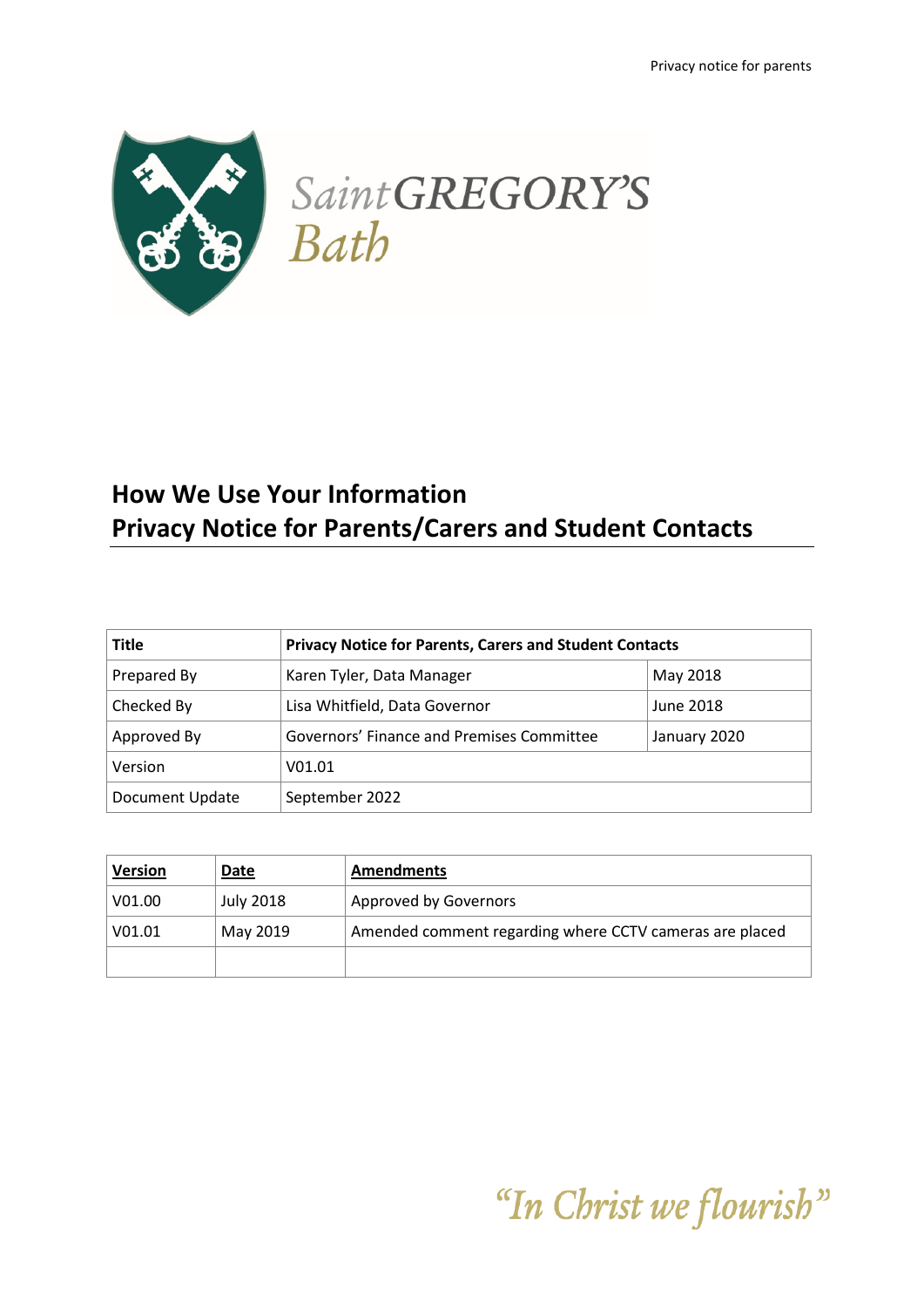Saint GREGORY'S
Bath

# How We Use Your Information
# Privacy Notice for Parents/Carers and Student Contacts

| Title | Privacy Notice for Parents, Carers and Student Contacts | |
|---|---|---|
| Prepared By | Karen Tyler, Data Manager | May 2018 |
| Checked By | Lisa Whitfield, Data Governor | June 2018 |
| Approved By | Governors' Finance and Premises Committee | January 2020 |
| Version | V01.01 | |
| Document Update | September 2022 | |

| Version | Date | Amendments |
|---|---|---|
| V01.00 | July 2018 | Approved by Governors |
| V01.01 | May 2019 | Amended comment regarding where CCTV cameras are placed |
| | | |

*"In Christ we flourish"*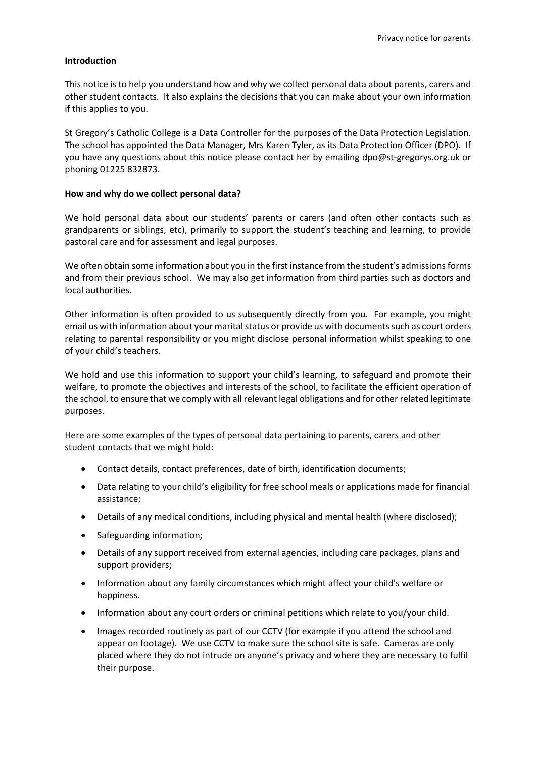**Introduction**

This notice is to help you understand how and why we collect personal data about parents, carers and other student contacts. It also explains the decisions that you can make about your own information if this applies to you.

St Gregory's Catholic College is a Data Controller for the purposes of the Data Protection Legislation. The school has appointed the Data Manager, Mrs Karen Tyler, as its Data Protection Officer (DPO). If you have any questions about this notice please contact her by emailing dpo@st-gregorys.org.uk or phoning 01225 832873.

**How and why do we collect personal data?**

We hold personal data about our students' parents or carers (and often other contacts such as grandparents or siblings, etc), primarily to support the student's teaching and learning, to provide pastoral care and for assessment and legal purposes.

We often obtain some information about you in the first instance from the student's admissions forms and from their previous school. We may also get information from third parties such as doctors and local authorities.

Other information is often provided to us subsequently directly from you. For example, you might email us with information about your marital status or provide us with documents such as court orders relating to parental responsibility or you might disclose personal information whilst speaking to one of your child's teachers.

We hold and use this information to support your child's learning, to safeguard and promote their welfare, to promote the objectives and interests of the school, to facilitate the efficient operation of the school, to ensure that we comply with all relevant legal obligations and for other related legitimate purposes.

Here are some examples of the types of personal data pertaining to parents, carers and other student contacts that we might hold:

- Contact details, contact preferences, date of birth, identification documents;
- Data relating to your child's eligibility for free school meals or applications made for financial assistance;
- Details of any medical conditions, including physical and mental health (where disclosed);
- Safeguarding information;
- Details of any support received from external agencies, including care packages, plans and support providers;
- Information about any family circumstances which might affect your child's welfare or happiness.
- Information about any court orders or criminal petitions which relate to you/your child.
- Images recorded routinely as part of our CCTV (for example if you attend the school and appear on footage). We use CCTV to make sure the school site is safe. Cameras are only placed where they do not intrude on anyone's privacy and where they are necessary to fulfil their purpose.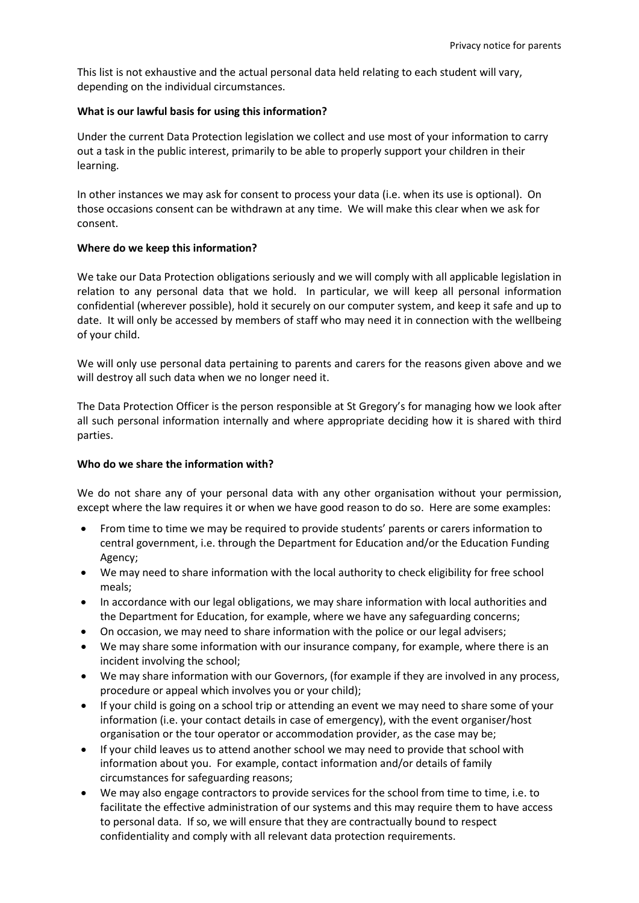This list is not exhaustive and the actual personal data held relating to each student will vary, depending on the individual circumstances.

**What is our lawful basis for using this information?**

Under the current Data Protection legislation we collect and use most of your information to carry out a task in the public interest, primarily to be able to properly support your children in their learning.

In other instances we may ask for consent to process your data (i.e. when its use is optional). On those occasions consent can be withdrawn at any time. We will make this clear when we ask for consent.

**Where do we keep this information?**

We take our Data Protection obligations seriously and we will comply with all applicable legislation in relation to any personal data that we hold. In particular, we will keep all personal information confidential (wherever possible), hold it securely on our computer system, and keep it safe and up to date. It will only be accessed by members of staff who may need it in connection with the wellbeing of your child.

We will only use personal data pertaining to parents and carers for the reasons given above and we will destroy all such data when we no longer need it.

The Data Protection Officer is the person responsible at St Gregory's for managing how we look after all such personal information internally and where appropriate deciding how it is shared with third parties.

**Who do we share the information with?**

We do not share any of your personal data with any other organisation without your permission, except where the law requires it or when we have good reason to do so. Here are some examples:

- From time to time we may be required to provide students' parents or carers information to central government, i.e. through the Department for Education and/or the Education Funding Agency;
- We may need to share information with the local authority to check eligibility for free school meals;
- In accordance with our legal obligations, we may share information with local authorities and the Department for Education, for example, where we have any safeguarding concerns;
- On occasion, we may need to share information with the police or our legal advisers;
- We may share some information with our insurance company, for example, where there is an incident involving the school;
- We may share information with our Governors, (for example if they are involved in any process, procedure or appeal which involves you or your child);
- If your child is going on a school trip or attending an event we may need to share some of your information (i.e. your contact details in case of emergency), with the event organiser/host organisation or the tour operator or accommodation provider, as the case may be;
- If your child leaves us to attend another school we may need to provide that school with information about you. For example, contact information and/or details of family circumstances for safeguarding reasons;
- We may also engage contractors to provide services for the school from time to time, i.e. to facilitate the effective administration of our systems and this may require them to have access to personal data. If so, we will ensure that they are contractually bound to respect confidentiality and comply with all relevant data protection requirements.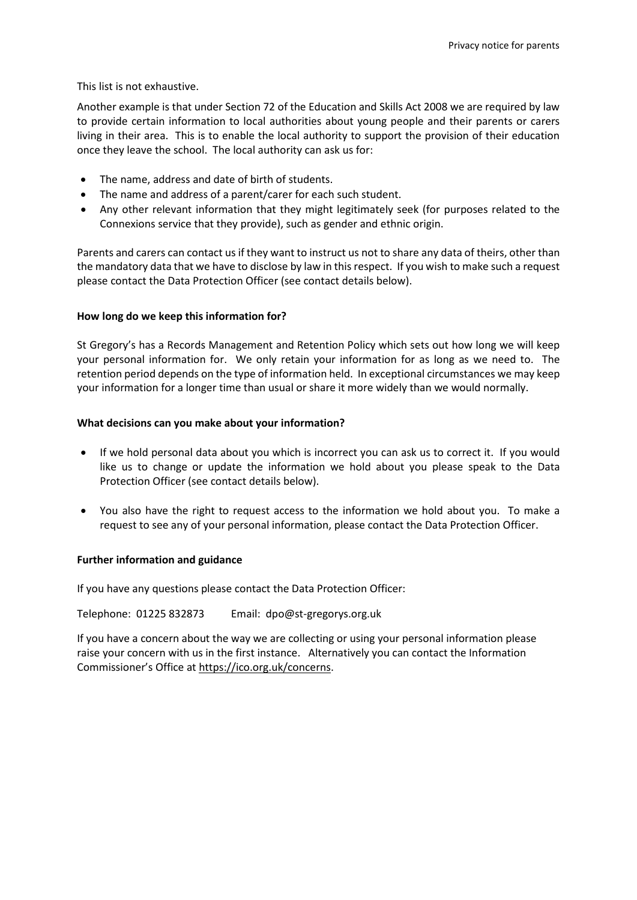This list is not exhaustive.

Another example is that under Section 72 of the Education and Skills Act 2008 we are required by law to provide certain information to local authorities about young people and their parents or carers living in their area. This is to enable the local authority to support the provision of their education once they leave the school. The local authority can ask us for:

- The name, address and date of birth of students.
- The name and address of a parent/carer for each such student.
- Any other relevant information that they might legitimately seek (for purposes related to the Connexions service that they provide), such as gender and ethnic origin.

Parents and carers can contact us if they want to instruct us not to share any data of theirs, other than the mandatory data that we have to disclose by law in this respect. If you wish to make such a request please contact the Data Protection Officer (see contact details below).

**How long do we keep this information for?**

St Gregory's has a Records Management and Retention Policy which sets out how long we will keep your personal information for. We only retain your information for as long as we need to. The retention period depends on the type of information held. In exceptional circumstances we may keep your information for a longer time than usual or share it more widely than we would normally.

**What decisions can you make about your information?**

- If we hold personal data about you which is incorrect you can ask us to correct it. If you would like us to change or update the information we hold about you please speak to the Data Protection Officer (see contact details below).

- You also have the right to request access to the information we hold about you. To make a request to see any of your personal information, please contact the Data Protection Officer.

**Further information and guidance**

If you have any questions please contact the Data Protection Officer:

Telephone: 01225 832873 Email: dpo@st-gregorys.org.uk

If you have a concern about the way we are collecting or using your personal information please raise your concern with us in the first instance. Alternatively you can contact the Information Commissioner's Office at https://ico.org.uk/concerns.